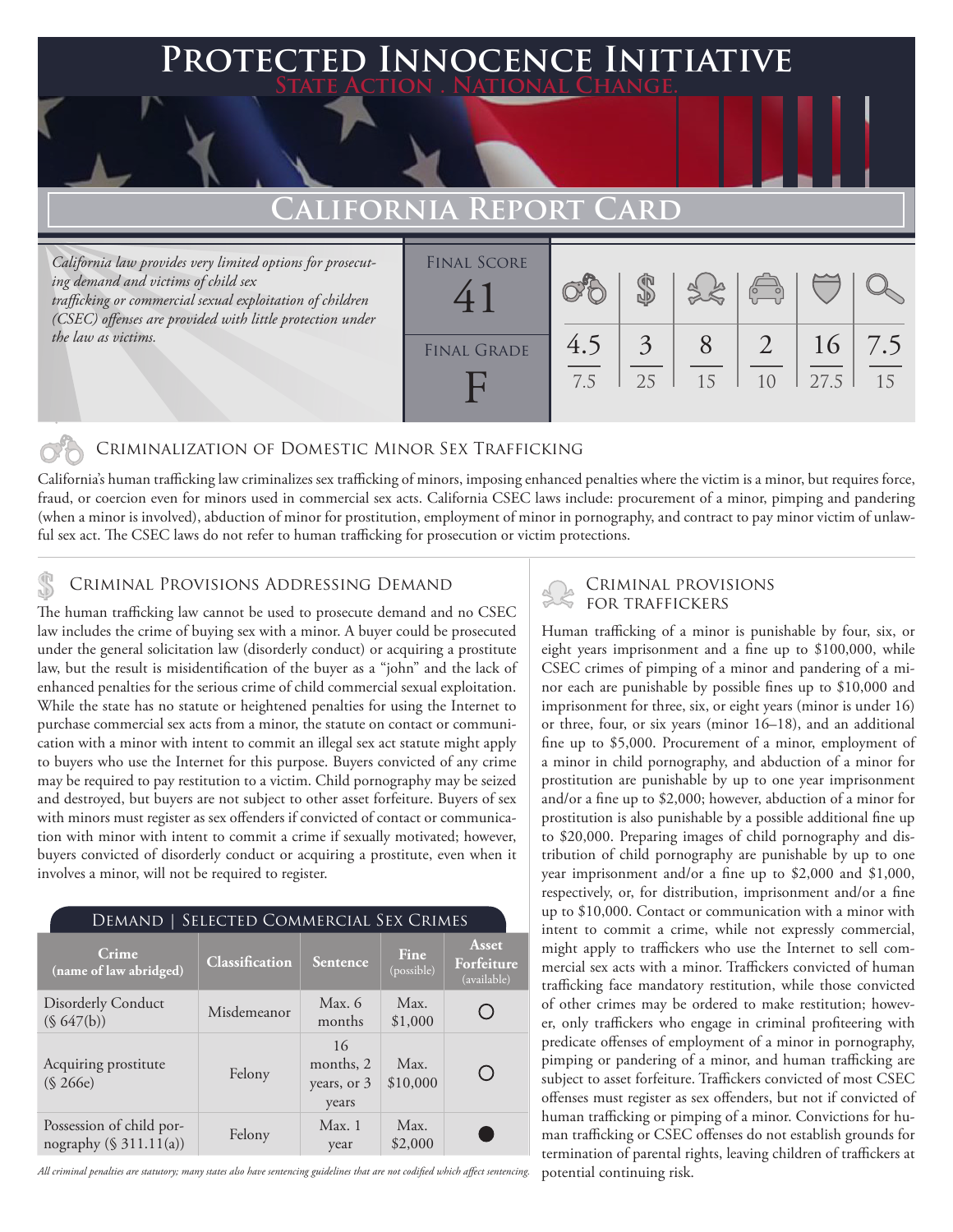# Protected Innocence Initiative

**State Action . National Change.**

## California Report Card

*California law provides very limited options for prosecuting demand and victims of child sex trafficking or commercial sexual exploitation of children (CSEC) offenses are provided with little protection under the law as victims.*

| Final Score | Final Grade |
|---|---|
| 41 | F |

| Criminalization of Domestic Minor Sex Trafficking | Criminal Provisions Addressing Demand | Criminal Provisions for Traffickers | Criminal Provisions for Facilitators | Protective Provisions for the Child Victims | Criminal Justice Tools for Investigation and Prosecution |
|---|---|---|---|---|---|
| 4.5 / 7.5 | 3 / 25 | 8 / 15 | 2 / 10 | 16 / 27.5 | 7.5 / 15 |

### Criminalization of Domestic Minor Sex Trafficking

California's human trafficking law criminalizes sex trafficking of minors, imposing enhanced penalties where the victim is a minor, but requires force, fraud, or coercion even for minors used in commercial sex acts. California CSEC laws include: procurement of a minor, pimping and pandering (when a minor is involved), abduction of minor for prostitution, employment of minor in pornography, and contract to pay minor victim of unlawful sex act. The CSEC laws do not refer to human trafficking for prosecution or victim protections.

### Criminal Provisions Addressing Demand

The human trafficking law cannot be used to prosecute demand and no CSEC law includes the crime of buying sex with a minor. A buyer could be prosecuted under the general solicitation law (disorderly conduct) or acquiring a prostitute law, but the result is misidentification of the buyer as a "john" and the lack of enhanced penalties for the serious crime of child commercial sexual exploitation. While the state has no statute or heightened penalties for using the Internet to purchase commercial sex acts from a minor, the statute on contact or communication with a minor with intent to commit an illegal sex act statute might apply to buyers who use the Internet for this purpose. Buyers convicted of any crime may be required to pay restitution to a victim. Child pornography may be seized and destroyed, but buyers are not subject to other asset forfeiture. Buyers of sex with minors must register as sex offenders if convicted of contact or communication with minor with intent to commit a crime if sexually motivated; however, buyers convicted of disorderly conduct or acquiring a prostitute, even when it involves a minor, will not be required to register.

**Demand | Selected Commercial Sex Crimes**

| Crime (name of law abridged) | Classification | Sentence | Fine (possible) | Asset Forfeiture (available) |
|---|---|---|---|---|
| Disorderly Conduct (§ 647(b)) | Misdemeanor | Max. 6 months | Max. $1,000 | ○ |
| Acquiring prostitute (§ 266e) | Felony | 16 months, 2 years, or 3 years | Max. $10,000 | ○ |
| Possession of child pornography (§ 311.11(a)) | Felony | Max. 1 year | Max. $2,000 | ● |

*All criminal penalties are statutory; many states also have sentencing guidelines that are not codified which affect sentencing.*

### Criminal Provisions for Traffickers

Human trafficking of a minor is punishable by four, six, or eight years imprisonment and a fine up to $100,000, while CSEC crimes of pimping of a minor and pandering of a minor each are punishable by possible fines up to $10,000 and imprisonment for three, six, or eight years (minor is under 16) or three, four, or six years (minor 16–18), and an additional fine up to $5,000. Procurement of a minor, employment of a minor in child pornography, and abduction of a minor for prostitution are punishable by up to one year imprisonment and/or a fine up to $2,000; however, abduction of a minor for prostitution is also punishable by a possible additional fine up to $20,000. Preparing images of child pornography and distribution of child pornography are punishable by up to one year imprisonment and/or a fine up to $2,000 and $1,000, respectively, or, for distribution, imprisonment and/or a fine up to $10,000. Contact or communication with a minor with intent to commit a crime, while not expressly commercial, might apply to traffickers who use the Internet to sell commercial sex acts with a minor. Traffickers convicted of human trafficking face mandatory restitution, while those convicted of other crimes may be ordered to make restitution; however, only traffickers who engage in criminal profiteering with predicate offenses of employment of a minor in pornography, pimping or pandering of a minor, and human trafficking are subject to asset forfeiture. Traffickers convicted of most CSEC offenses must register as sex offenders, but not if convicted of human trafficking or pimping of a minor. Convictions for human trafficking or CSEC offenses do not establish grounds for termination of parental rights, leaving children of traffickers at potential continuing risk.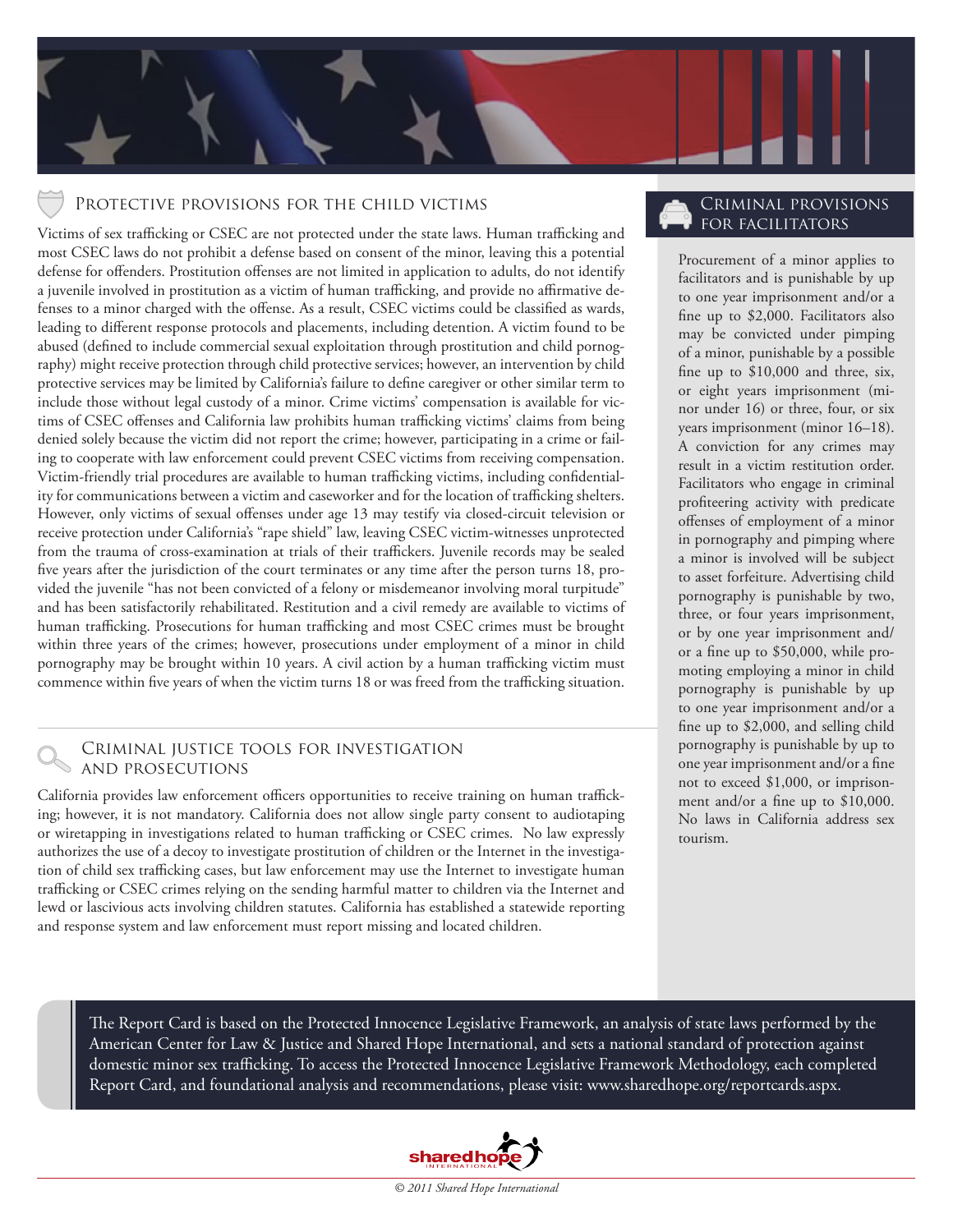## Protective provisions for the child victims

Victims of sex trafficking or CSEC are not protected under the state laws. Human trafficking and most CSEC laws do not prohibit a defense based on consent of the minor, leaving this a potential defense for offenders. Prostitution offenses are not limited in application to adults, do not identify a juvenile involved in prostitution as a victim of human trafficking, and provide no affirmative defenses to a minor charged with the offense. As a result, CSEC victims could be classified as wards, leading to different response protocols and placements, including detention. A victim found to be abused (defined to include commercial sexual exploitation through prostitution and child pornography) might receive protection through child protective services; however, an intervention by child protective services may be limited by California's failure to define caregiver or other similar term to include those without legal custody of a minor. Crime victims' compensation is available for victims of CSEC offenses and California law prohibits human trafficking victims' claims from being denied solely because the victim did not report the crime; however, participating in a crime or failing to cooperate with law enforcement could prevent CSEC victims from receiving compensation. Victim-friendly trial procedures are available to human trafficking victims, including confidentiality for communications between a victim and caseworker and for the location of trafficking shelters. However, only victims of sexual offenses under age 13 may testify via closed-circuit television or receive protection under California's "rape shield" law, leaving CSEC victim-witnesses unprotected from the trauma of cross-examination at trials of their traffickers. Juvenile records may be sealed five years after the jurisdiction of the court terminates or any time after the person turns 18, provided the juvenile "has not been convicted of a felony or misdemeanor involving moral turpitude" and has been satisfactorily rehabilitated. Restitution and a civil remedy are available to victims of human trafficking. Prosecutions for human trafficking and most CSEC crimes must be brought within three years of the crimes; however, prosecutions under employment of a minor in child pornography may be brought within 10 years. A civil action by a human trafficking victim must commence within five years of when the victim turns 18 or was freed from the trafficking situation.

## Criminal justice tools for investigation and prosecutions

California provides law enforcement officers opportunities to receive training on human trafficking; however, it is not mandatory. California does not allow single party consent to audiotaping or wiretapping in investigations related to human trafficking or CSEC crimes. No law expressly authorizes the use of a decoy to investigate prostitution of children or the Internet in the investigation of child sex trafficking cases, but law enforcement may use the Internet to investigate human trafficking or CSEC crimes relying on the sending harmful matter to children via the Internet and lewd or lascivious acts involving children statutes. California has established a statewide reporting and response system and law enforcement must report missing and located children.

## Criminal provisions for facilitators

Procurement of a minor applies to facilitators and is punishable by up to one year imprisonment and/or a fine up to $2,000. Facilitators also may be convicted under pimping of a minor, punishable by a possible fine up to $10,000 and three, six, or eight years imprisonment (minor under 16) or three, four, or six years imprisonment (minor 16–18). A conviction for any crimes may result in a victim restitution order. Facilitators who engage in criminal profiteering activity with predicate offenses of employment of a minor in pornography and pimping where a minor is involved will be subject to asset forfeiture. Advertising child pornography is punishable by two, three, or four years imprisonment, or by one year imprisonment and/or a fine up to $50,000, while promoting employing a minor in child pornography is punishable by up to one year imprisonment and/or a fine up to $2,000, and selling child pornography is punishable by up to one year imprisonment and/or a fine not to exceed $1,000, or imprisonment and/or a fine up to $10,000. No laws in California address sex tourism.

The Report Card is based on the Protected Innocence Legislative Framework, an analysis of state laws performed by the American Center for Law & Justice and Shared Hope International, and sets a national standard of protection against domestic minor sex trafficking. To access the Protected Innocence Legislative Framework Methodology, each completed Report Card, and foundational analysis and recommendations, please visit: www.sharedhope.org/reportcards.aspx.

sharedhope INTERNATIONAL

*© 2011 Shared Hope International*